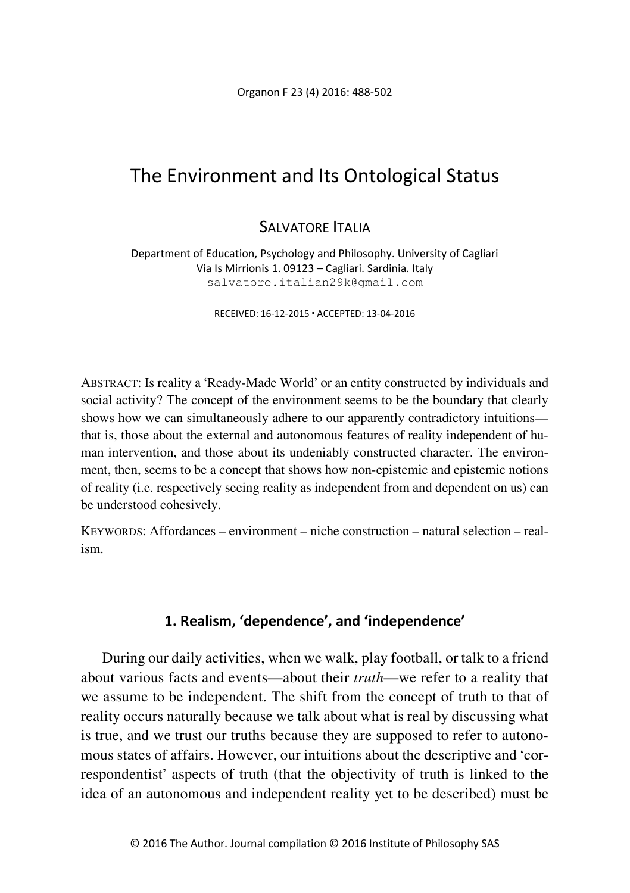# The Environment and Its Ontological Status

SALVATORE ITALIA

Department of Education, Psychology and Philosophy. University of Cagliari
Via Is Mirrionis 1. 09123 – Cagliari. Sardinia. Italy
salvatore.italian29k@gmail.com

RECEIVED: 16-12-2015 ▪ ACCEPTED: 13-04-2016

ABSTRACT: Is reality a 'Ready-Made World' or an entity constructed by individuals and social activity? The concept of the environment seems to be the boundary that clearly shows how we can simultaneously adhere to our apparently contradictory intuitions—that is, those about the external and autonomous features of reality independent of human intervention, and those about its undeniably constructed character. The environment, then, seems to be a concept that shows how non-epistemic and epistemic notions of reality (i.e. respectively seeing reality as independent from and dependent on us) can be understood cohesively.

KEYWORDS: Affordances – environment – niche construction – natural selection – realism.

## 1. Realism, 'dependence', and 'independence'

During our daily activities, when we walk, play football, or talk to a friend about various facts and events—about their *truth*—we refer to a reality that we assume to be independent. The shift from the concept of truth to that of reality occurs naturally because we talk about what is real by discussing what is true, and we trust our truths because they are supposed to refer to autonomous states of affairs. However, our intuitions about the descriptive and 'correspondentist' aspects of truth (that the objectivity of truth is linked to the idea of an autonomous and independent reality yet to be described) must be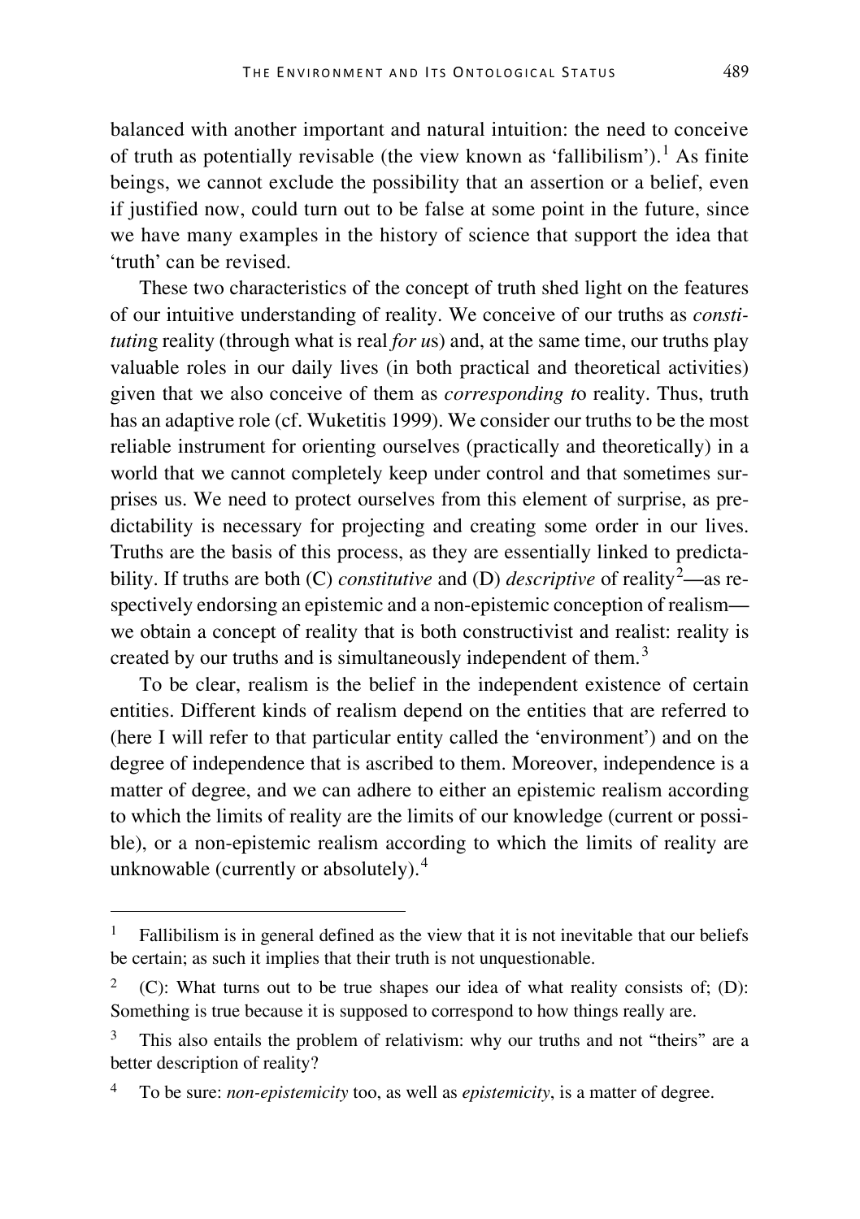balanced with another important and natural intuition: the need to conceive of truth as potentially revisable (the view known as 'fallibilism').[1] As finite beings, we cannot exclude the possibility that an assertion or a belief, even if justified now, could turn out to be false at some point in the future, since we have many examples in the history of science that support the idea that 'truth' can be revised.

These two characteristics of the concept of truth shed light on the features of our intuitive understanding of reality. We conceive of our truths as *constituting* reality (through what is real *for us*) and, at the same time, our truths play valuable roles in our daily lives (in both practical and theoretical activities) given that we also conceive of them as *corresponding to* reality. Thus, truth has an adaptive role (cf. Wuketitis 1999). We consider our truths to be the most reliable instrument for orienting ourselves (practically and theoretically) in a world that we cannot completely keep under control and that sometimes surprises us. We need to protect ourselves from this element of surprise, as predictability is necessary for projecting and creating some order in our lives. Truths are the basis of this process, as they are essentially linked to predictability. If truths are both (C) *constitutive* and (D) *descriptive* of reality[2]—as respectively endorsing an epistemic and a non-epistemic conception of realism—we obtain a concept of reality that is both constructivist and realist: reality is created by our truths and is simultaneously independent of them.[3]

To be clear, realism is the belief in the independent existence of certain entities. Different kinds of realism depend on the entities that are referred to (here I will refer to that particular entity called the 'environment') and on the degree of independence that is ascribed to them. Moreover, independence is a matter of degree, and we can adhere to either an epistemic realism according to which the limits of reality are the limits of our knowledge (current or possible), or a non-epistemic realism according to which the limits of reality are unknowable (currently or absolutely).[4]

---

[1] Fallibilism is in general defined as the view that it is not inevitable that our beliefs be certain; as such it implies that their truth is not unquestionable.

[2] (C): What turns out to be true shapes our idea of what reality consists of; (D): Something is true because it is supposed to correspond to how things really are.

[3] This also entails the problem of relativism: why our truths and not "theirs" are a better description of reality?

[4] To be sure: *non-epistemicity* too, as well as *epistemicity*, is a matter of degree.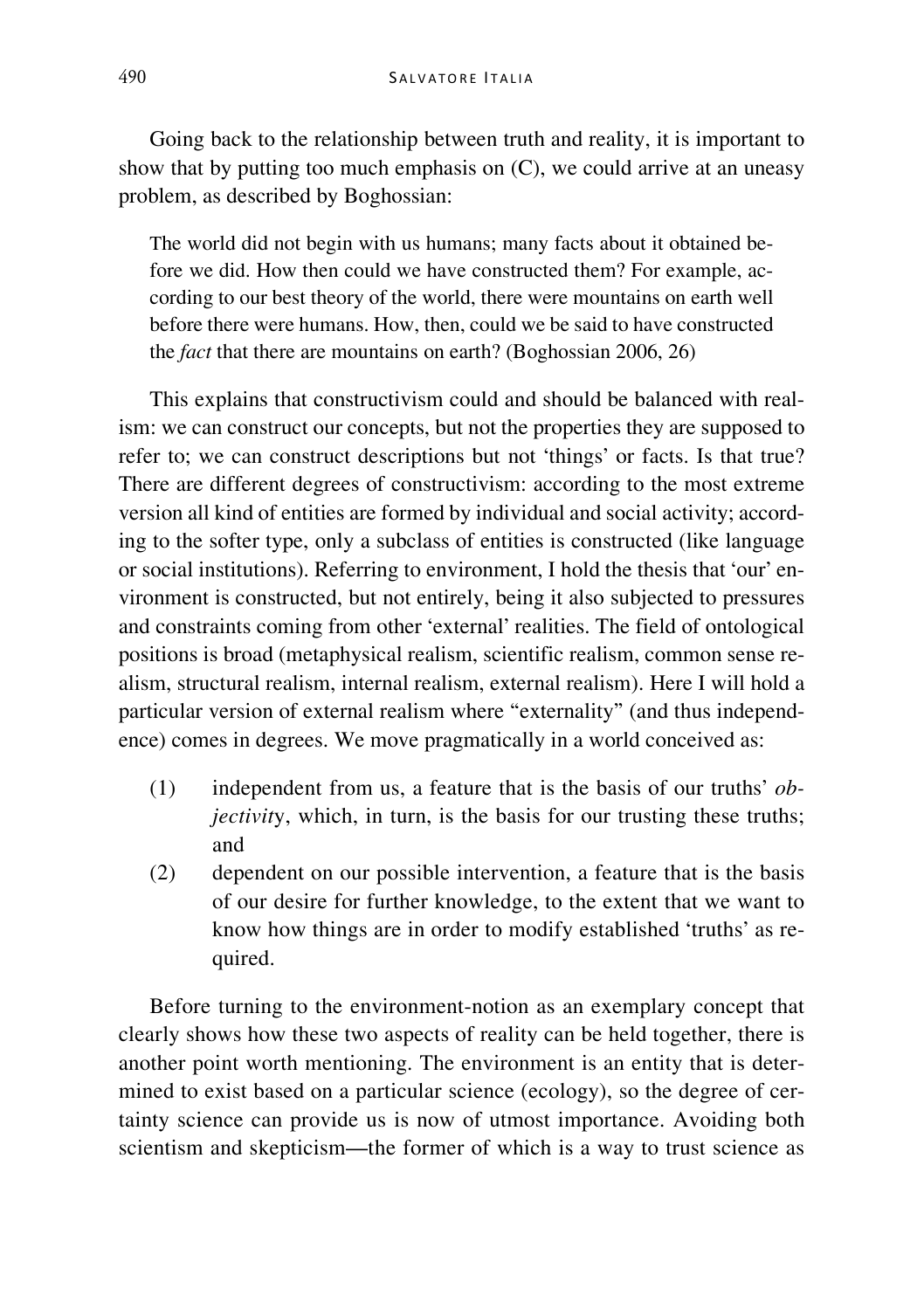Going back to the relationship between truth and reality, it is important to show that by putting too much emphasis on (C), we could arrive at an uneasy problem, as described by Boghossian:

> The world did not begin with us humans; many facts about it obtained before we did. How then could we have constructed them? For example, according to our best theory of the world, there were mountains on earth well before there were humans. How, then, could we be said to have constructed the *fact* that there are mountains on earth? (Boghossian 2006, 26)

This explains that constructivism could and should be balanced with realism: we can construct our concepts, but not the properties they are supposed to refer to; we can construct descriptions but not 'things' or facts. Is that true? There are different degrees of constructivism: according to the most extreme version all kind of entities are formed by individual and social activity; according to the softer type, only a subclass of entities is constructed (like language or social institutions). Referring to environment, I hold the thesis that 'our' environment is constructed, but not entirely, being it also subjected to pressures and constraints coming from other 'external' realities. The field of ontological positions is broad (metaphysical realism, scientific realism, common sense realism, structural realism, internal realism, external realism). Here I will hold a particular version of external realism where "externality" (and thus independence) comes in degrees. We move pragmatically in a world conceived as:

(1) independent from us, a feature that is the basis of our truths' *objectivit*y, which, in turn, is the basis for our trusting these truths; and

(2) dependent on our possible intervention, a feature that is the basis of our desire for further knowledge, to the extent that we want to know how things are in order to modify established 'truths' as required.

Before turning to the environment-notion as an exemplary concept that clearly shows how these two aspects of reality can be held together, there is another point worth mentioning. The environment is an entity that is determined to exist based on a particular science (ecology), so the degree of certainty science can provide us is now of utmost importance. Avoiding both scientism and skepticism—the former of which is a way to trust science as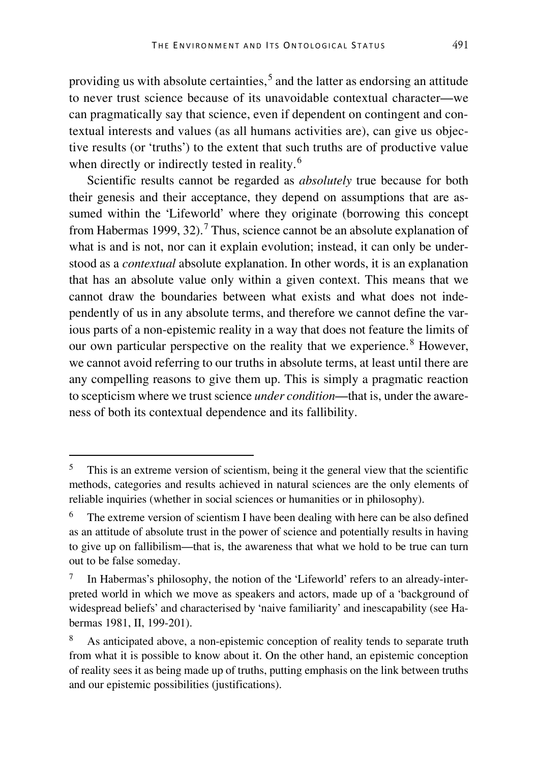providing us with absolute certainties,[5] and the latter as endorsing an attitude to never trust science because of its unavoidable contextual character—we can pragmatically say that science, even if dependent on contingent and contextual interests and values (as all humans activities are), can give us objective results (or 'truths') to the extent that such truths are of productive value when directly or indirectly tested in reality.[6]

Scientific results cannot be regarded as *absolutely* true because for both their genesis and their acceptance, they depend on assumptions that are assumed within the 'Lifeworld' where they originate (borrowing this concept from Habermas 1999, 32).[7] Thus, science cannot be an absolute explanation of what is and is not, nor can it explain evolution; instead, it can only be understood as a *contextual* absolute explanation. In other words, it is an explanation that has an absolute value only within a given context. This means that we cannot draw the boundaries between what exists and what does not independently of us in any absolute terms, and therefore we cannot define the various parts of a non-epistemic reality in a way that does not feature the limits of our own particular perspective on the reality that we experience.[8] However, we cannot avoid referring to our truths in absolute terms, at least until there are any compelling reasons to give them up. This is simply a pragmatic reaction to scepticism where we trust science *under condition*—that is, under the awareness of both its contextual dependence and its fallibility.

---

[5] This is an extreme version of scientism, being it the general view that the scientific methods, categories and results achieved in natural sciences are the only elements of reliable inquiries (whether in social sciences or humanities or in philosophy).

[6] The extreme version of scientism I have been dealing with here can be also defined as an attitude of absolute trust in the power of science and potentially results in having to give up on fallibilism—that is, the awareness that what we hold to be true can turn out to be false someday.

[7] In Habermas's philosophy, the notion of the 'Lifeworld' refers to an already-interpreted world in which we move as speakers and actors, made up of a 'background of widespread beliefs' and characterised by 'naive familiarity' and inescapability (see Habermas 1981, II, 199-201).

[8] As anticipated above, a non-epistemic conception of reality tends to separate truth from what it is possible to know about it. On the other hand, an epistemic conception of reality sees it as being made up of truths, putting emphasis on the link between truths and our epistemic possibilities (justifications).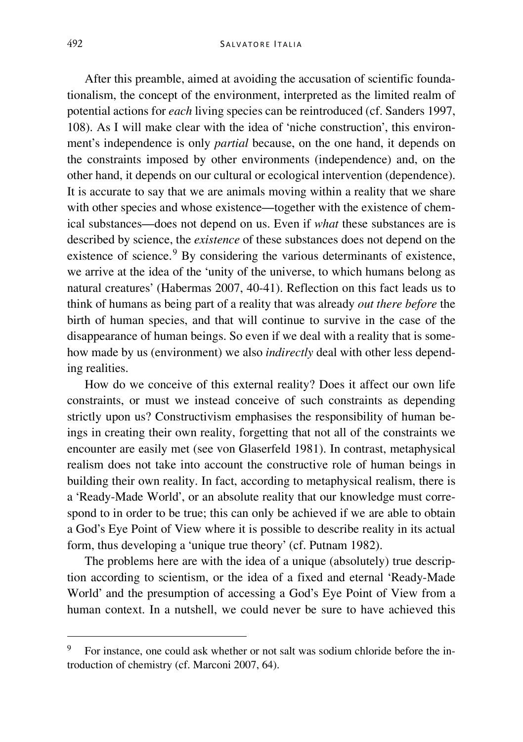After this preamble, aimed at avoiding the accusation of scientific foundationalism, the concept of the environment, interpreted as the limited realm of potential actions for *each* living species can be reintroduced (cf. Sanders 1997, 108). As I will make clear with the idea of 'niche construction', this environment's independence is only *partial* because, on the one hand, it depends on the constraints imposed by other environments (independence) and, on the other hand, it depends on our cultural or ecological intervention (dependence). It is accurate to say that we are animals moving within a reality that we share with other species and whose existence—together with the existence of chemical substances—does not depend on us. Even if *what* these substances are is described by science, the *existence* of these substances does not depend on the existence of science.[9] By considering the various determinants of existence, we arrive at the idea of the 'unity of the universe, to which humans belong as natural creatures' (Habermas 2007, 40-41). Reflection on this fact leads us to think of humans as being part of a reality that was already *out there before* the birth of human species, and that will continue to survive in the case of the disappearance of human beings. So even if we deal with a reality that is somehow made by us (environment) we also *indirectly* deal with other less depending realities.

How do we conceive of this external reality? Does it affect our own life constraints, or must we instead conceive of such constraints as depending strictly upon us? Constructivism emphasises the responsibility of human beings in creating their own reality, forgetting that not all of the constraints we encounter are easily met (see von Glaserfeld 1981). In contrast, metaphysical realism does not take into account the constructive role of human beings in building their own reality. In fact, according to metaphysical realism, there is a 'Ready-Made World', or an absolute reality that our knowledge must correspond to in order to be true; this can only be achieved if we are able to obtain a God's Eye Point of View where it is possible to describe reality in its actual form, thus developing a 'unique true theory' (cf. Putnam 1982).

The problems here are with the idea of a unique (absolutely) true description according to scientism, or the idea of a fixed and eternal 'Ready-Made World' and the presumption of accessing a God's Eye Point of View from a human context. In a nutshell, we could never be sure to have achieved this

---

[9] For instance, one could ask whether or not salt was sodium chloride before the introduction of chemistry (cf. Marconi 2007, 64).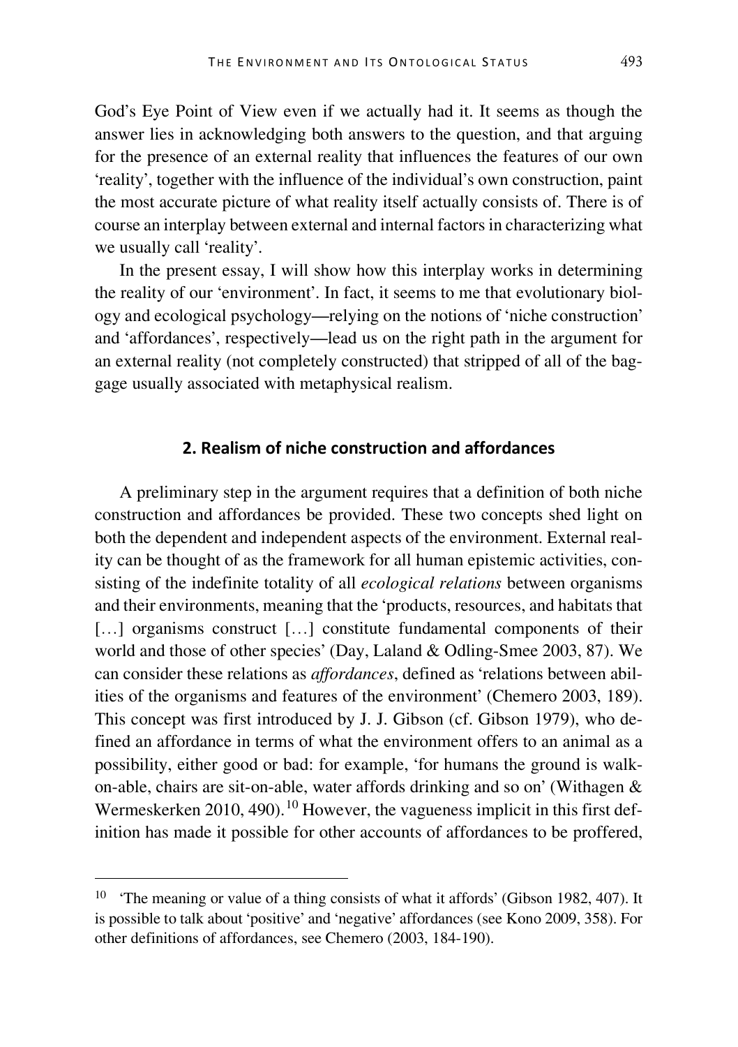God's Eye Point of View even if we actually had it. It seems as though the answer lies in acknowledging both answers to the question, and that arguing for the presence of an external reality that influences the features of our own 'reality', together with the influence of the individual's own construction, paint the most accurate picture of what reality itself actually consists of. There is of course an interplay between external and internal factors in characterizing what we usually call 'reality'.

In the present essay, I will show how this interplay works in determining the reality of our 'environment'. In fact, it seems to me that evolutionary biology and ecological psychology—relying on the notions of 'niche construction' and 'affordances', respectively—lead us on the right path in the argument for an external reality (not completely constructed) that stripped of all of the baggage usually associated with metaphysical realism.

## 2. Realism of niche construction and affordances

A preliminary step in the argument requires that a definition of both niche construction and affordances be provided. These two concepts shed light on both the dependent and independent aspects of the environment. External reality can be thought of as the framework for all human epistemic activities, consisting of the indefinite totality of all *ecological relations* between organisms and their environments, meaning that the 'products, resources, and habitats that [...] organisms construct [...] constitute fundamental components of their world and those of other species' (Day, Laland & Odling-Smee 2003, 87). We can consider these relations as *affordances*, defined as 'relations between abilities of the organisms and features of the environment' (Chemero 2003, 189). This concept was first introduced by J. J. Gibson (cf. Gibson 1979), who defined an affordance in terms of what the environment offers to an animal as a possibility, either good or bad: for example, 'for humans the ground is walk-on-able, chairs are sit-on-able, water affords drinking and so on' (Withagen & Wermeskerken 2010, 490).[10] However, the vagueness implicit in this first definition has made it possible for other accounts of affordances to be proffered,

---

[10] 'The meaning or value of a thing consists of what it affords' (Gibson 1982, 407). It is possible to talk about 'positive' and 'negative' affordances (see Kono 2009, 358). For other definitions of affordances, see Chemero (2003, 184-190).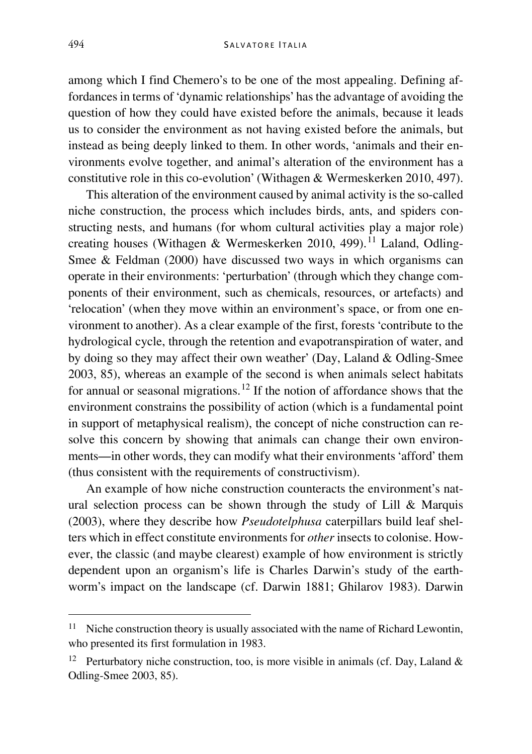among which I find Chemero's to be one of the most appealing. Defining affordances in terms of 'dynamic relationships' has the advantage of avoiding the question of how they could have existed before the animals, because it leads us to consider the environment as not having existed before the animals, but instead as being deeply linked to them. In other words, 'animals and their environments evolve together, and animal's alteration of the environment has a constitutive role in this co-evolution' (Withagen & Wermeskerken 2010, 497).

This alteration of the environment caused by animal activity is the so-called niche construction, the process which includes birds, ants, and spiders constructing nests, and humans (for whom cultural activities play a major role) creating houses (Withagen & Wermeskerken 2010, 499).[11] Laland, Odling-Smee & Feldman (2000) have discussed two ways in which organisms can operate in their environments: 'perturbation' (through which they change components of their environment, such as chemicals, resources, or artefacts) and 'relocation' (when they move within an environment's space, or from one environment to another). As a clear example of the first, forests 'contribute to the hydrological cycle, through the retention and evapotranspiration of water, and by doing so they may affect their own weather' (Day, Laland & Odling-Smee 2003, 85), whereas an example of the second is when animals select habitats for annual or seasonal migrations.[12] If the notion of affordance shows that the environment constrains the possibility of action (which is a fundamental point in support of metaphysical realism), the concept of niche construction can resolve this concern by showing that animals can change their own environments—in other words, they can modify what their environments 'afford' them (thus consistent with the requirements of constructivism).

An example of how niche construction counteracts the environment's natural selection process can be shown through the study of Lill & Marquis (2003), where they describe how *Pseudotelphusa* caterpillars build leaf shelters which in effect constitute environments for *other* insects to colonise. However, the classic (and maybe clearest) example of how environment is strictly dependent upon an organism's life is Charles Darwin's study of the earthworm's impact on the landscape (cf. Darwin 1881; Ghilarov 1983). Darwin

---

[11] Niche construction theory is usually associated with the name of Richard Lewontin, who presented its first formulation in 1983.

[12] Perturbatory niche construction, too, is more visible in animals (cf. Day, Laland & Odling-Smee 2003, 85).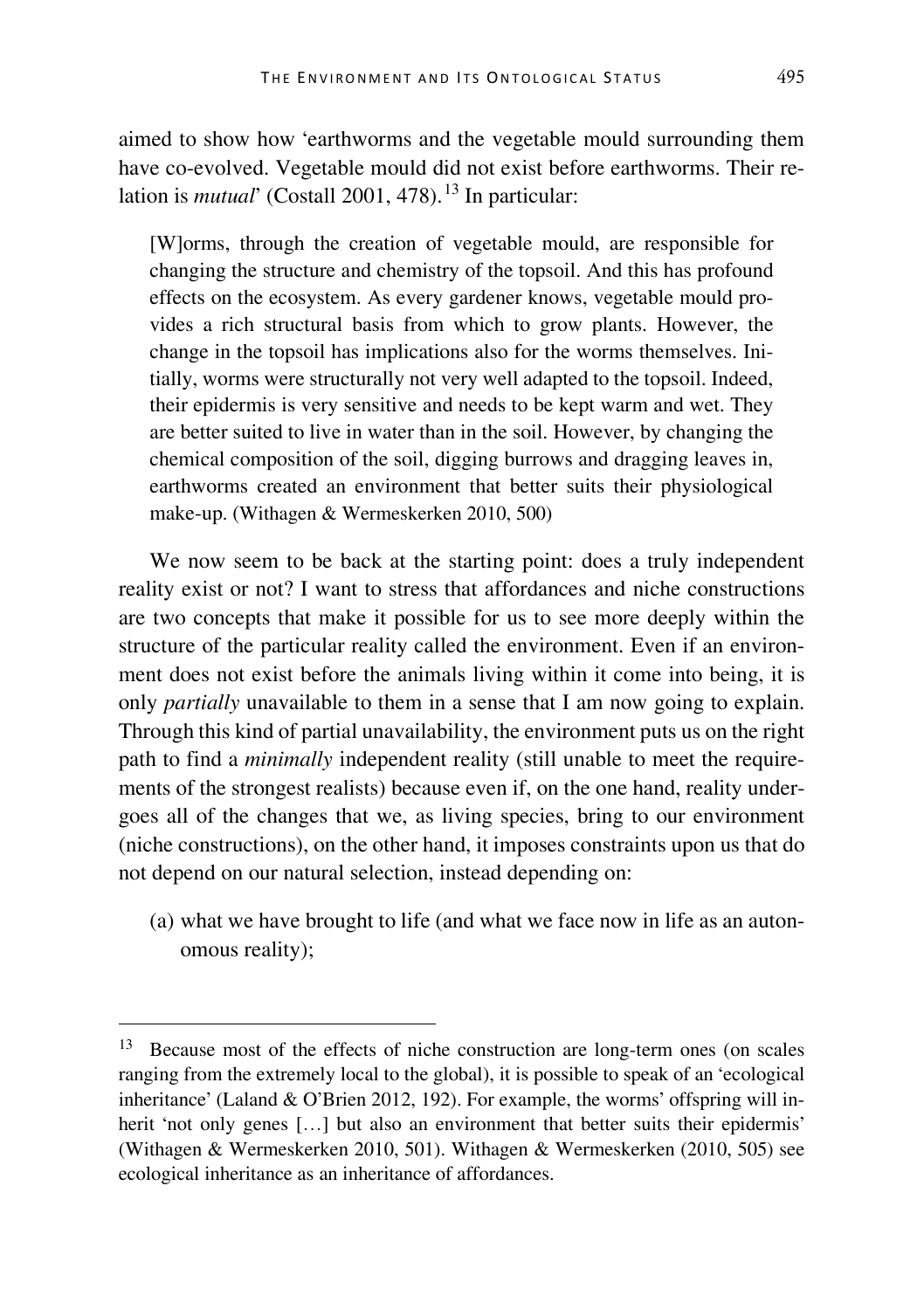aimed to show how 'earthworms and the vegetable mould surrounding them have co-evolved. Vegetable mould did not exist before earthworms. Their relation is *mutual*' (Costall 2001, 478).[13] In particular:

> [W]orms, through the creation of vegetable mould, are responsible for changing the structure and chemistry of the topsoil. And this has profound effects on the ecosystem. As every gardener knows, vegetable mould provides a rich structural basis from which to grow plants. However, the change in the topsoil has implications also for the worms themselves. Initially, worms were structurally not very well adapted to the topsoil. Indeed, their epidermis is very sensitive and needs to be kept warm and wet. They are better suited to live in water than in the soil. However, by changing the chemical composition of the soil, digging burrows and dragging leaves in, earthworms created an environment that better suits their physiological make-up. (Withagen & Wermeskerken 2010, 500)

We now seem to be back at the starting point: does a truly independent reality exist or not? I want to stress that affordances and niche constructions are two concepts that make it possible for us to see more deeply within the structure of the particular reality called the environment. Even if an environment does not exist before the animals living within it come into being, it is only *partially* unavailable to them in a sense that I am now going to explain. Through this kind of partial unavailability, the environment puts us on the right path to find a *minimally* independent reality (still unable to meet the requirements of the strongest realists) because even if, on the one hand, reality undergoes all of the changes that we, as living species, bring to our environment (niche constructions), on the other hand, it imposes constraints upon us that do not depend on our natural selection, instead depending on:

(a) what we have brought to life (and what we face now in life as an autonomous reality);

---

[13] Because most of the effects of niche construction are long-term ones (on scales ranging from the extremely local to the global), it is possible to speak of an 'ecological inheritance' (Laland & O'Brien 2012, 192). For example, the worms' offspring will inherit 'not only genes […] but also an environment that better suits their epidermis' (Withagen & Wermeskerken 2010, 501). Withagen & Wermeskerken (2010, 505) see ecological inheritance as an inheritance of affordances.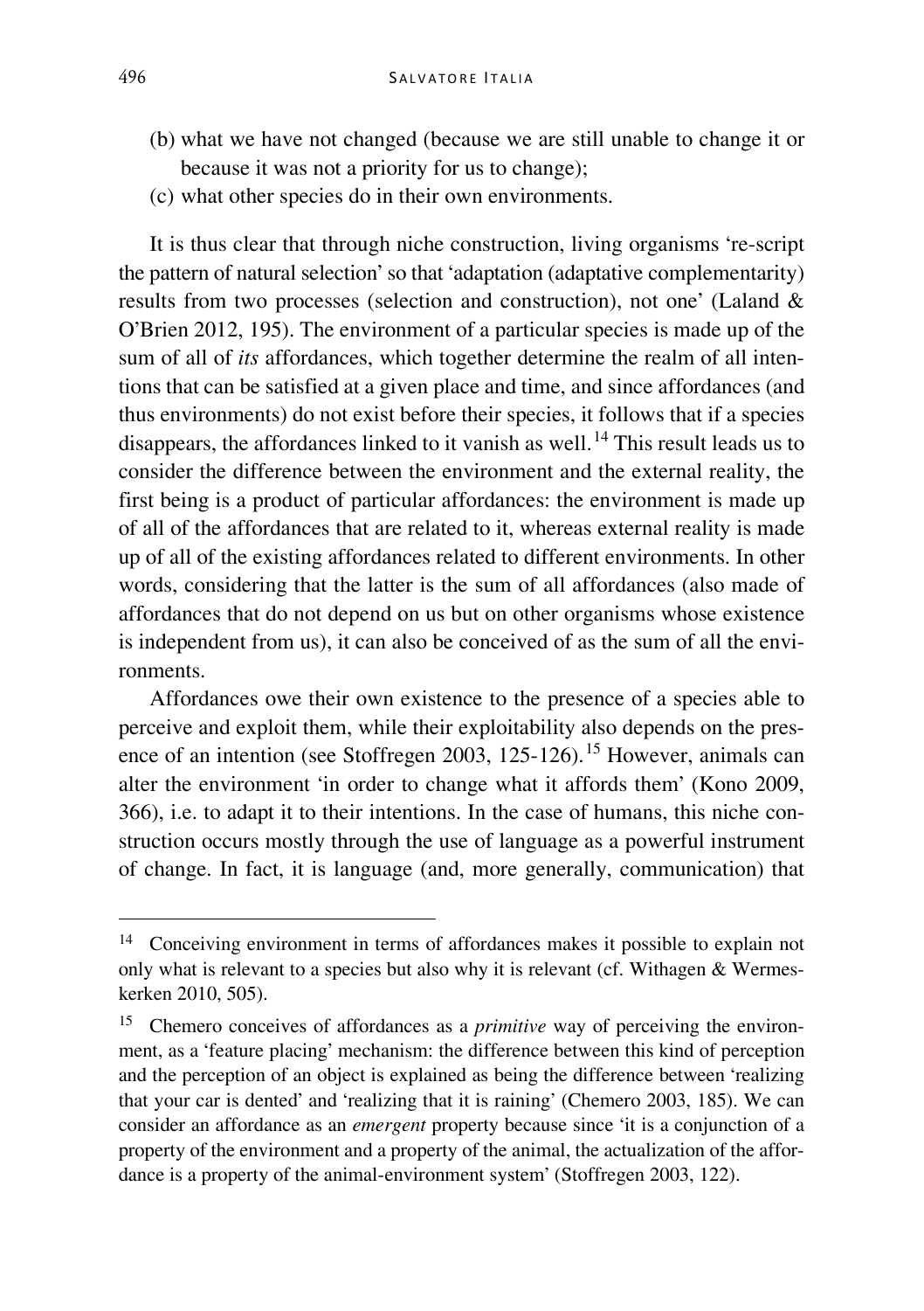(b) what we have not changed (because we are still unable to change it or because it was not a priority for us to change);
(c) what other species do in their own environments.

It is thus clear that through niche construction, living organisms 're-script the pattern of natural selection' so that 'adaptation (adaptative complementarity) results from two processes (selection and construction), not one' (Laland & O'Brien 2012, 195). The environment of a particular species is made up of the sum of all of *its* affordances, which together determine the realm of all intentions that can be satisfied at a given place and time, and since affordances (and thus environments) do not exist before their species, it follows that if a species disappears, the affordances linked to it vanish as well.[14] This result leads us to consider the difference between the environment and the external reality, the first being is a product of particular affordances: the environment is made up of all of the affordances that are related to it, whereas external reality is made up of all of the existing affordances related to different environments. In other words, considering that the latter is the sum of all affordances (also made of affordances that do not depend on us but on other organisms whose existence is independent from us), it can also be conceived of as the sum of all the environments.

Affordances owe their own existence to the presence of a species able to perceive and exploit them, while their exploitability also depends on the presence of an intention (see Stoffregen 2003, 125-126).[15] However, animals can alter the environment 'in order to change what it affords them' (Kono 2009, 366), i.e. to adapt it to their intentions. In the case of humans, this niche construction occurs mostly through the use of language as a powerful instrument of change. In fact, it is language (and, more generally, communication) that

[14] Conceiving environment in terms of affordances makes it possible to explain not only what is relevant to a species but also why it is relevant (cf. Withagen & Wermeskerken 2010, 505).

[15] Chemero conceives of affordances as a *primitive* way of perceiving the environment, as a 'feature placing' mechanism: the difference between this kind of perception and the perception of an object is explained as being the difference between 'realizing that your car is dented' and 'realizing that it is raining' (Chemero 2003, 185). We can consider an affordance as an *emergent* property because since 'it is a conjunction of a property of the environment and a property of the animal, the actualization of the affordance is a property of the animal-environment system' (Stoffregen 2003, 122).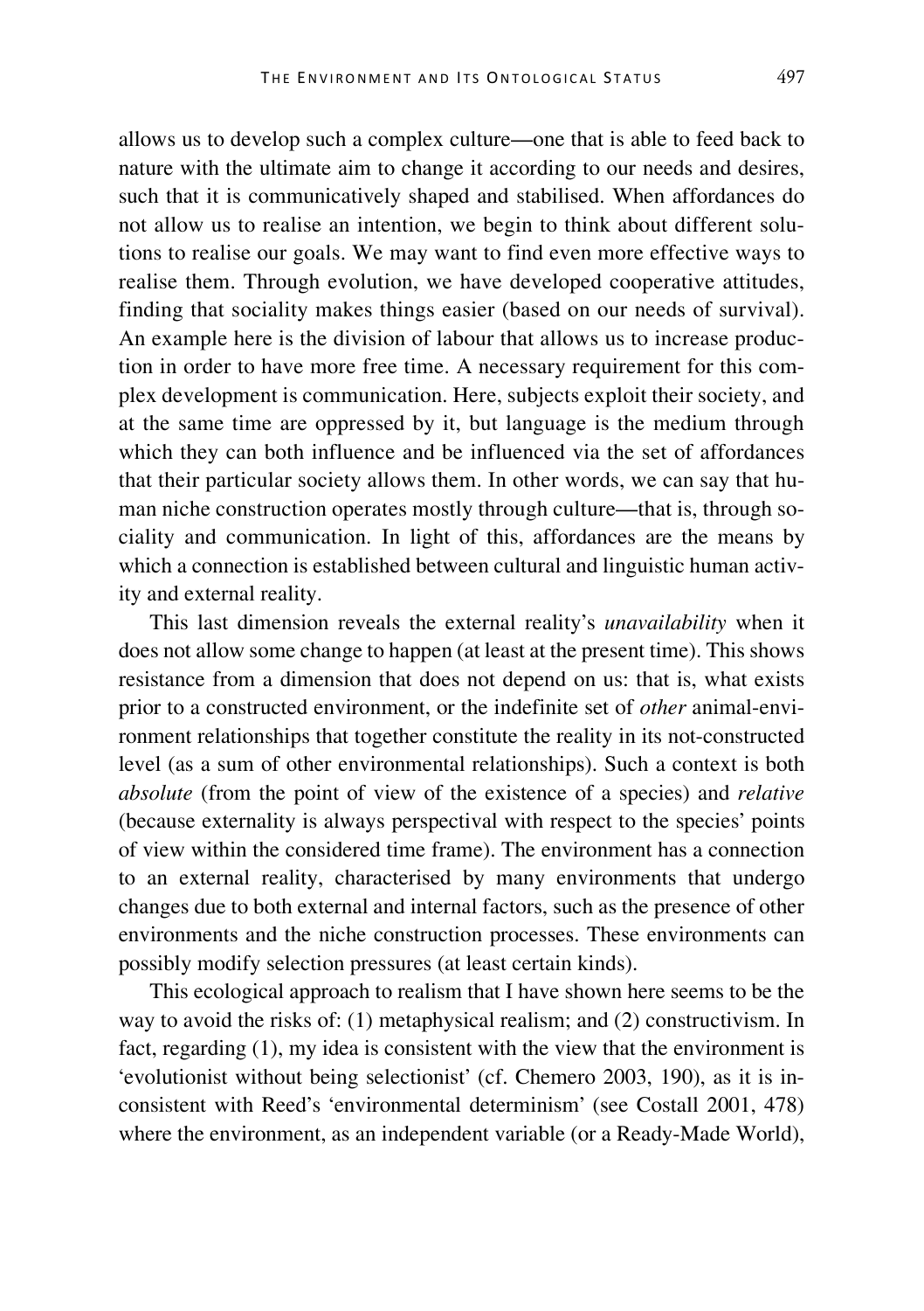allows us to develop such a complex culture—one that is able to feed back to nature with the ultimate aim to change it according to our needs and desires, such that it is communicatively shaped and stabilised. When affordances do not allow us to realise an intention, we begin to think about different solutions to realise our goals. We may want to find even more effective ways to realise them. Through evolution, we have developed cooperative attitudes, finding that sociality makes things easier (based on our needs of survival). An example here is the division of labour that allows us to increase production in order to have more free time. A necessary requirement for this complex development is communication. Here, subjects exploit their society, and at the same time are oppressed by it, but language is the medium through which they can both influence and be influenced via the set of affordances that their particular society allows them. In other words, we can say that human niche construction operates mostly through culture—that is, through sociality and communication. In light of this, affordances are the means by which a connection is established between cultural and linguistic human activity and external reality.

This last dimension reveals the external reality's *unavailability* when it does not allow some change to happen (at least at the present time). This shows resistance from a dimension that does not depend on us: that is, what exists prior to a constructed environment, or the indefinite set of *other* animal-environment relationships that together constitute the reality in its not-constructed level (as a sum of other environmental relationships). Such a context is both *absolute* (from the point of view of the existence of a species) and *relative* (because externality is always perspectival with respect to the species' points of view within the considered time frame). The environment has a connection to an external reality, characterised by many environments that undergo changes due to both external and internal factors, such as the presence of other environments and the niche construction processes. These environments can possibly modify selection pressures (at least certain kinds).

This ecological approach to realism that I have shown here seems to be the way to avoid the risks of: (1) metaphysical realism; and (2) constructivism. In fact, regarding (1), my idea is consistent with the view that the environment is 'evolutionist without being selectionist' (cf. Chemero 2003, 190), as it is inconsistent with Reed's 'environmental determinism' (see Costall 2001, 478) where the environment, as an independent variable (or a Ready-Made World),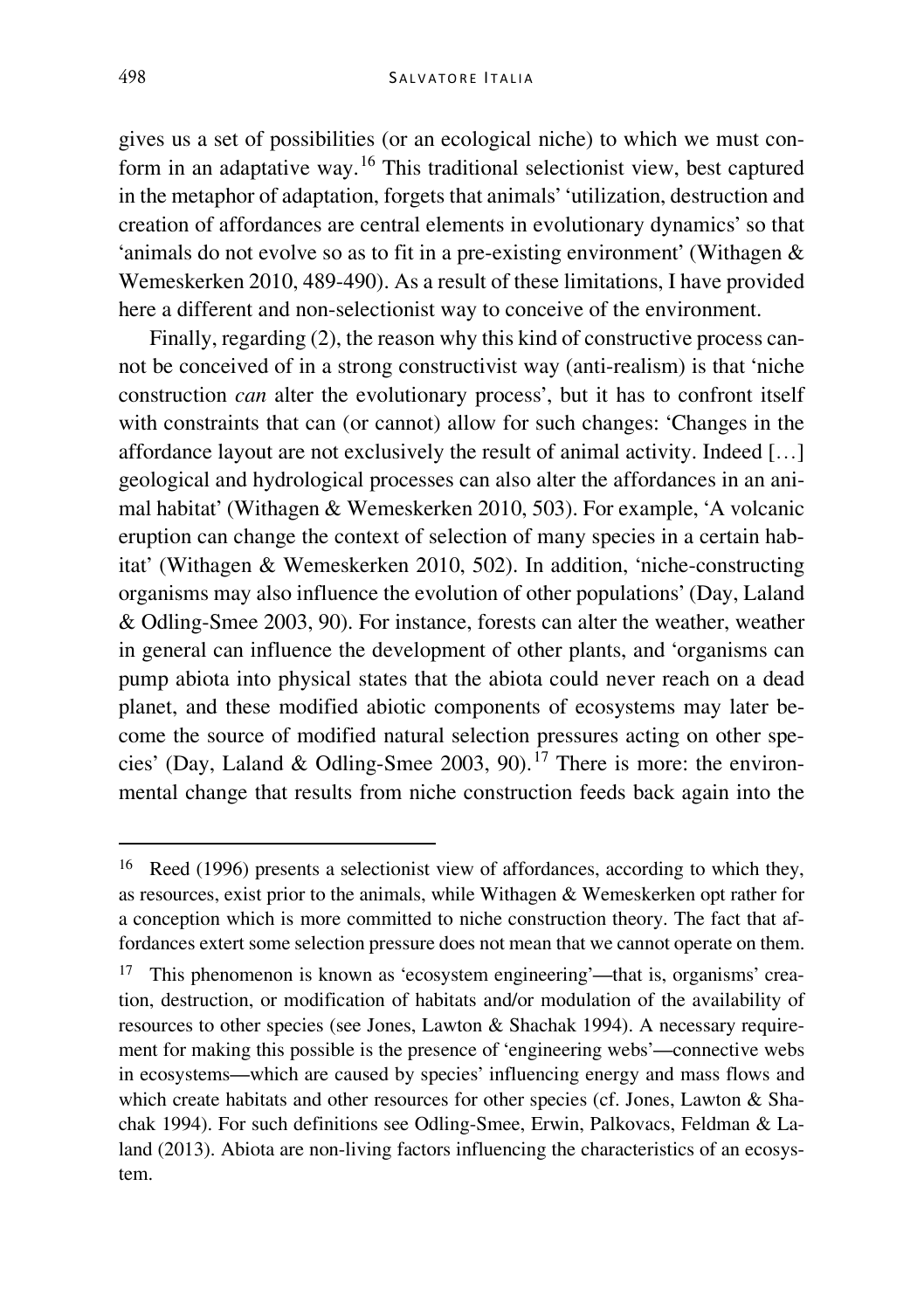gives us a set of possibilities (or an ecological niche) to which we must conform in an adaptative way.[16] This traditional selectionist view, best captured in the metaphor of adaptation, forgets that animals' 'utilization, destruction and creation of affordances are central elements in evolutionary dynamics' so that 'animals do not evolve so as to fit in a pre-existing environment' (Withagen & Wemeskerken 2010, 489-490). As a result of these limitations, I have provided here a different and non-selectionist way to conceive of the environment.

Finally, regarding (2), the reason why this kind of constructive process cannot be conceived of in a strong constructivist way (anti-realism) is that 'niche construction *can* alter the evolutionary process', but it has to confront itself with constraints that can (or cannot) allow for such changes: 'Changes in the affordance layout are not exclusively the result of animal activity. Indeed […] geological and hydrological processes can also alter the affordances in an animal habitat' (Withagen & Wemeskerken 2010, 503). For example, 'A volcanic eruption can change the context of selection of many species in a certain habitat' (Withagen & Wemeskerken 2010, 502). In addition, 'niche-constructing organisms may also influence the evolution of other populations' (Day, Laland & Odling-Smee 2003, 90). For instance, forests can alter the weather, weather in general can influence the development of other plants, and 'organisms can pump abiota into physical states that the abiota could never reach on a dead planet, and these modified abiotic components of ecosystems may later become the source of modified natural selection pressures acting on other species' (Day, Laland & Odling-Smee 2003, 90).[17] There is more: the environmental change that results from niche construction feeds back again into the

---

[16] Reed (1996) presents a selectionist view of affordances, according to which they, as resources, exist prior to the animals, while Withagen & Wemeskerken opt rather for a conception which is more committed to niche construction theory. The fact that affordances extert some selection pressure does not mean that we cannot operate on them.

[17] This phenomenon is known as 'ecosystem engineering'—that is, organisms' creation, destruction, or modification of habitats and/or modulation of the availability of resources to other species (see Jones, Lawton & Shachak 1994). A necessary requirement for making this possible is the presence of 'engineering webs'—connective webs in ecosystems—which are caused by species' influencing energy and mass flows and which create habitats and other resources for other species (cf. Jones, Lawton & Shachak 1994). For such definitions see Odling-Smee, Erwin, Palkovacs, Feldman & Laland (2013). Abiota are non-living factors influencing the characteristics of an ecosystem.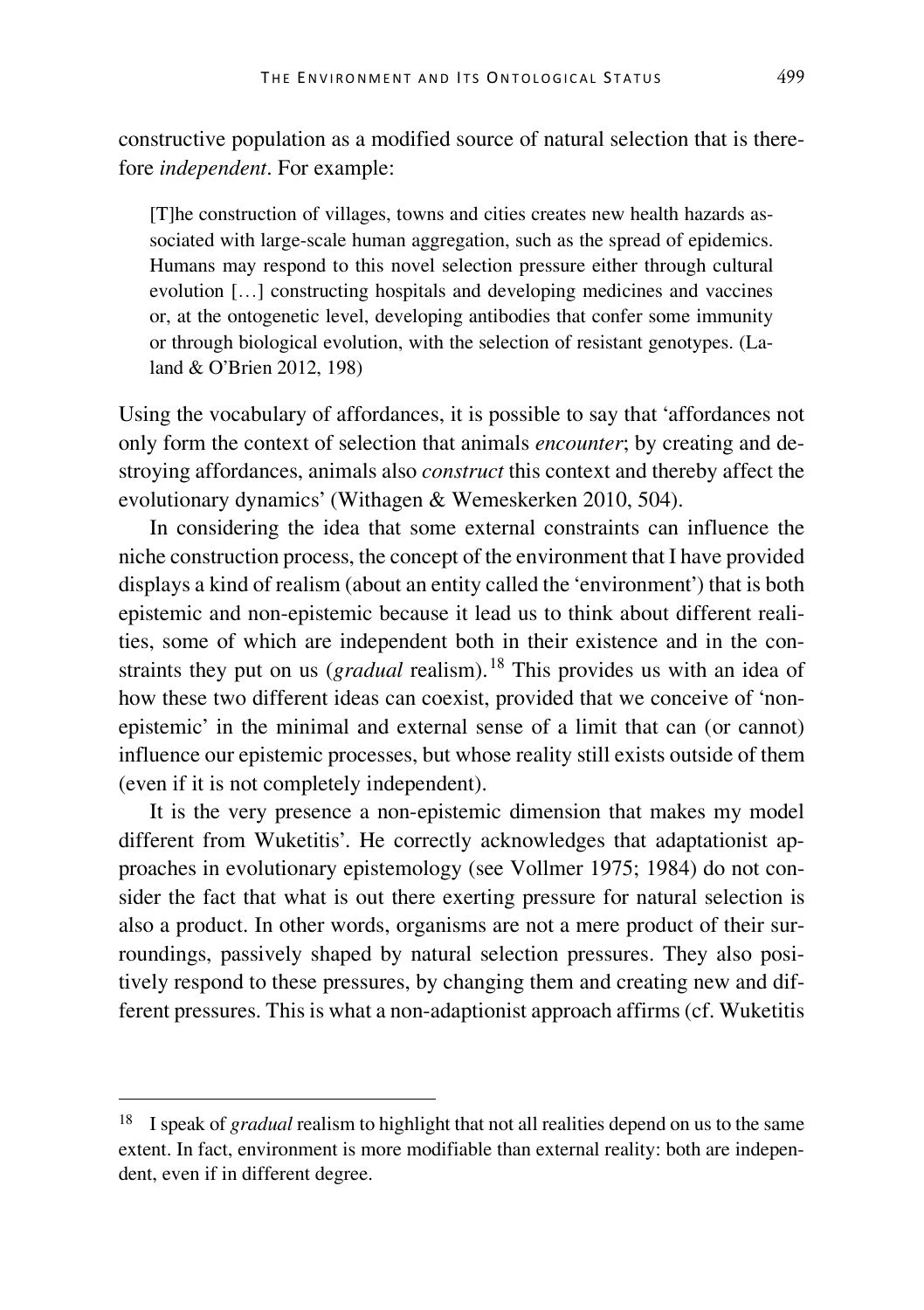constructive population as a modified source of natural selection that is therefore *independent*. For example:

> [T]he construction of villages, towns and cities creates new health hazards associated with large-scale human aggregation, such as the spread of epidemics. Humans may respond to this novel selection pressure either through cultural evolution […] constructing hospitals and developing medicines and vaccines or, at the ontogenetic level, developing antibodies that confer some immunity or through biological evolution, with the selection of resistant genotypes. (Laland & O'Brien 2012, 198)

Using the vocabulary of affordances, it is possible to say that 'affordances not only form the context of selection that animals *encounter*; by creating and destroying affordances, animals also *construct* this context and thereby affect the evolutionary dynamics' (Withagen & Wemeskerken 2010, 504).

In considering the idea that some external constraints can influence the niche construction process, the concept of the environment that I have provided displays a kind of realism (about an entity called the 'environment') that is both epistemic and non-epistemic because it lead us to think about different realities, some of which are independent both in their existence and in the constraints they put on us (*gradual* realism).[18] This provides us with an idea of how these two different ideas can coexist, provided that we conceive of 'non-epistemic' in the minimal and external sense of a limit that can (or cannot) influence our epistemic processes, but whose reality still exists outside of them (even if it is not completely independent).

It is the very presence a non-epistemic dimension that makes my model different from Wuketitis'. He correctly acknowledges that adaptationist approaches in evolutionary epistemology (see Vollmer 1975; 1984) do not consider the fact that what is out there exerting pressure for natural selection is also a product. In other words, organisms are not a mere product of their surroundings, passively shaped by natural selection pressures. They also positively respond to these pressures, by changing them and creating new and different pressures. This is what a non-adaptionist approach affirms (cf. Wuketitis

---

[18] I speak of *gradual* realism to highlight that not all realities depend on us to the same extent. In fact, environment is more modifiable than external reality: both are independent, even if in different degree.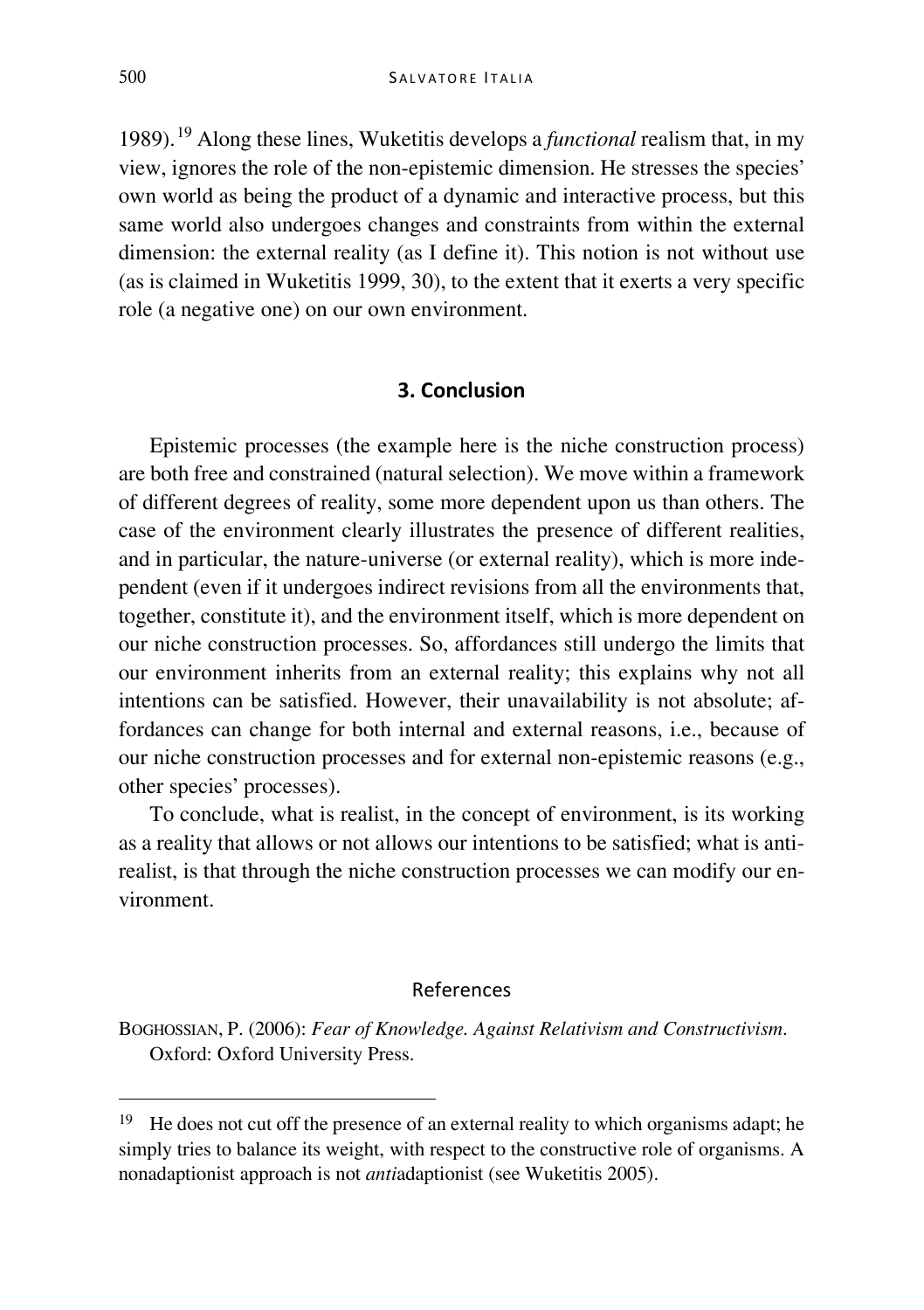1989).[19] Along these lines, Wuketitis develops a *functional* realism that, in my view, ignores the role of the non-epistemic dimension. He stresses the species' own world as being the product of a dynamic and interactive process, but this same world also undergoes changes and constraints from within the external dimension: the external reality (as I define it). This notion is not without use (as is claimed in Wuketitis 1999, 30), to the extent that it exerts a very specific role (a negative one) on our own environment.

## 3. Conclusion

Epistemic processes (the example here is the niche construction process) are both free and constrained (natural selection). We move within a framework of different degrees of reality, some more dependent upon us than others. The case of the environment clearly illustrates the presence of different realities, and in particular, the nature-universe (or external reality), which is more independent (even if it undergoes indirect revisions from all the environments that, together, constitute it), and the environment itself, which is more dependent on our niche construction processes. So, affordances still undergo the limits that our environment inherits from an external reality; this explains why not all intentions can be satisfied. However, their unavailability is not absolute; affordances can change for both internal and external reasons, i.e., because of our niche construction processes and for external non-epistemic reasons (e.g., other species' processes).

To conclude, what is realist, in the concept of environment, is its working as a reality that allows or not allows our intentions to be satisfied; what is anti-realist, is that through the niche construction processes we can modify our environment.

## References

BOGHOSSIAN, P. (2006): *Fear of Knowledge. Against Relativism and Constructivism*. Oxford: Oxford University Press.

---

[19] He does not cut off the presence of an external reality to which organisms adapt; he simply tries to balance its weight, with respect to the constructive role of organisms. A nonadaptionist approach is not *anti*adaptionist (see Wuketitis 2005).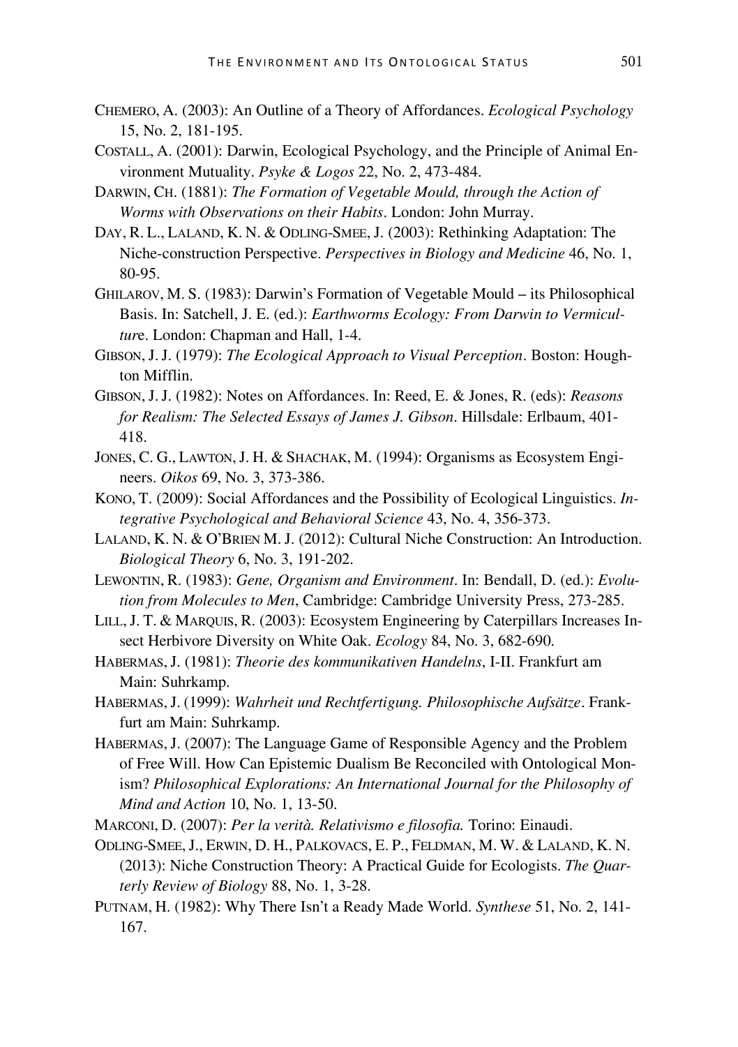CHEMERO, A. (2003): An Outline of a Theory of Affordances. *Ecological Psychology* 15, No. 2, 181-195.

COSTALL, A. (2001): Darwin, Ecological Psychology, and the Principle of Animal Environment Mutuality. *Psyke & Logos* 22, No. 2, 473-484.

DARWIN, CH. (1881): *The Formation of Vegetable Mould, through the Action of Worms with Observations on their Habits*. London: John Murray.

DAY, R. L., LALAND, K. N. & ODLING-SMEE, J. (2003): Rethinking Adaptation: The Niche-construction Perspective. *Perspectives in Biology and Medicine* 46, No. 1, 80-95.

GHILAROV, M. S. (1983): Darwin's Formation of Vegetable Mould – its Philosophical Basis. In: Satchell, J. E. (ed.): *Earthworms Ecology: From Darwin to Vermiculture*. London: Chapman and Hall, 1-4.

GIBSON, J. J. (1979): *The Ecological Approach to Visual Perception*. Boston: Houghton Mifflin.

GIBSON, J. J. (1982): Notes on Affordances. In: Reed, E. & Jones, R. (eds): *Reasons for Realism: The Selected Essays of James J. Gibson*. Hillsdale: Erlbaum, 401-418.

JONES, C. G., LAWTON, J. H. & SHACHAK, M. (1994): Organisms as Ecosystem Engineers. *Oikos* 69, No. 3, 373-386.

KONO, T. (2009): Social Affordances and the Possibility of Ecological Linguistics. *Integrative Psychological and Behavioral Science* 43, No. 4, 356-373.

LALAND, K. N. & O'BRIEN M. J. (2012): Cultural Niche Construction: An Introduction. *Biological Theory* 6, No. 3, 191-202.

LEWONTIN, R. (1983): *Gene, Organism and Environment*. In: Bendall, D. (ed.): *Evolution from Molecules to Men*, Cambridge: Cambridge University Press, 273-285.

LILL, J. T. & MARQUIS, R. (2003): Ecosystem Engineering by Caterpillars Increases Insect Herbivore Diversity on White Oak. *Ecology* 84, No. 3, 682-690.

HABERMAS, J. (1981): *Theorie des kommunikativen Handelns*, I-II. Frankfurt am Main: Suhrkamp.

HABERMAS, J. (1999): *Wahrheit und Rechtfertigung. Philosophische Aufsätze*. Frankfurt am Main: Suhrkamp.

HABERMAS, J. (2007): The Language Game of Responsible Agency and the Problem of Free Will. How Can Epistemic Dualism Be Reconciled with Ontological Monism? *Philosophical Explorations: An International Journal for the Philosophy of Mind and Action* 10, No. 1, 13-50.

MARCONI, D. (2007): *Per la verità. Relativismo e filosofia.* Torino: Einaudi.

ODLING-SMEE, J., ERWIN, D. H., PALKOVACS, E. P., FELDMAN, M. W. & LALAND, K. N. (2013): Niche Construction Theory: A Practical Guide for Ecologists. *The Quarterly Review of Biology* 88, No. 1, 3-28.

PUTNAM, H. (1982): Why There Isn't a Ready Made World. *Synthese* 51, No. 2, 141-167.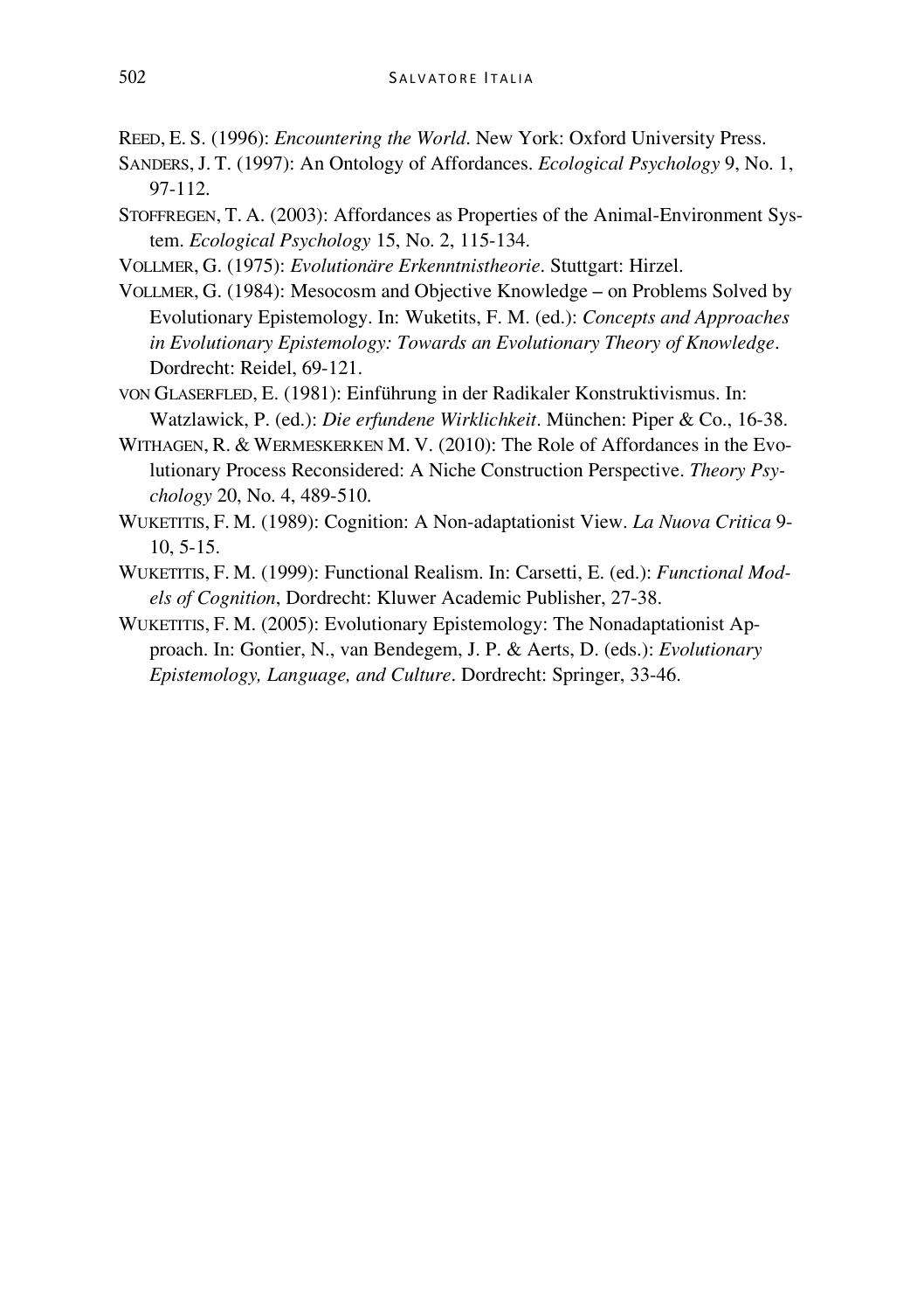REED, E. S. (1996): *Encountering the World*. New York: Oxford University Press.

SANDERS, J. T. (1997): An Ontology of Affordances. *Ecological Psychology* 9, No. 1, 97-112.

STOFFREGEN, T. A. (2003): Affordances as Properties of the Animal-Environment System. *Ecological Psychology* 15, No. 2, 115-134.

VOLLMER, G. (1975): *Evolutionäre Erkenntnistheorie*. Stuttgart: Hirzel.

VOLLMER, G. (1984): Mesocosm and Objective Knowledge – on Problems Solved by Evolutionary Epistemology. In: Wuketits, F. M. (ed.): *Concepts and Approaches in Evolutionary Epistemology: Towards an Evolutionary Theory of Knowledge*. Dordrecht: Reidel, 69-121.

VON GLASERFLED, E. (1981): Einführung in der Radikaler Konstruktivismus. In: Watzlawick, P. (ed.): *Die erfundene Wirklichkeit*. München: Piper & Co., 16-38.

WITHAGEN, R. & WERMESKERKEN M. V. (2010): The Role of Affordances in the Evolutionary Process Reconsidered: A Niche Construction Perspective. *Theory Psychology* 20, No. 4, 489-510.

WUKETITIS, F. M. (1989): Cognition: A Non-adaptationist View. *La Nuova Critica* 9-10, 5-15.

WUKETITIS, F. M. (1999): Functional Realism. In: Carsetti, E. (ed.): *Functional Models of Cognition*, Dordrecht: Kluwer Academic Publisher, 27-38.

WUKETITIS, F. M. (2005): Evolutionary Epistemology: The Nonadaptationist Approach. In: Gontier, N., van Bendegem, J. P. & Aerts, D. (eds.): *Evolutionary Epistemology, Language, and Culture*. Dordrecht: Springer, 33-46.